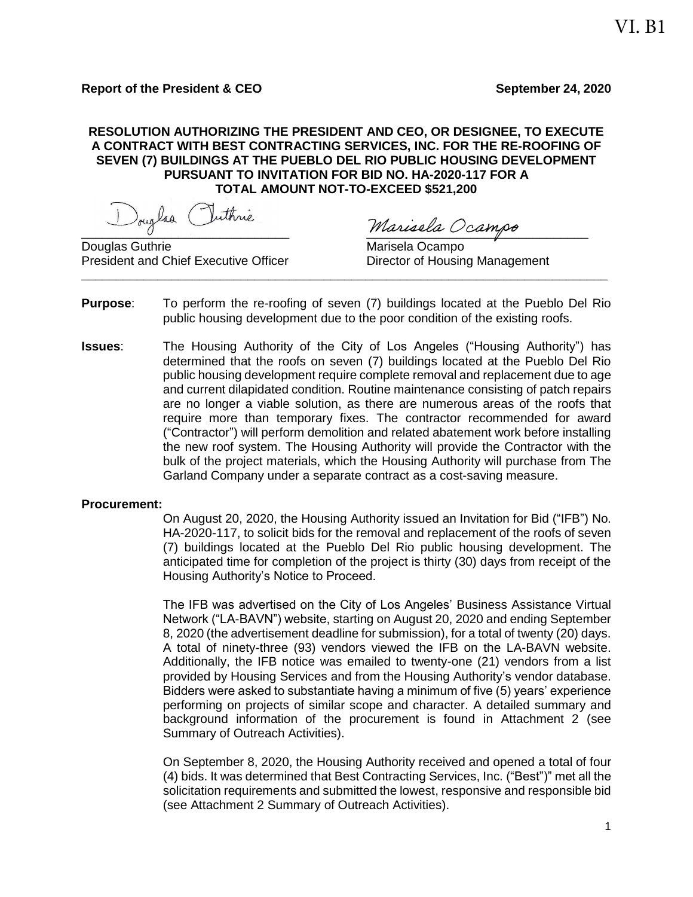VI. B1

**Report of the President & CEO** **September 24, 2020**

**RESOLUTION AUTHORIZING THE PRESIDENT AND CEO, OR DESIGNEE, TO EXECUTE A CONTRACT WITH BEST CONTRACTING SERVICES, INC. FOR THE RE-ROOFING OF SEVEN (7) BUILDINGS AT THE PUEBLO DEL RIO PUBLIC HOUSING DEVELOPMENT PURSUANT TO INVITATION FOR BID NO. HA-2020-117 FOR A TOTAL AMOUNT NOT-TO-EXCEED $521,200**

Douglas Guthrie
President and Chief Executive Officer

Marisela Ocampo
Director of Housing Management

---

**Purpose**: To perform the re-roofing of seven (7) buildings located at the Pueblo Del Rio public housing development due to the poor condition of the existing roofs.

**Issues**: The Housing Authority of the City of Los Angeles ("Housing Authority") has determined that the roofs on seven (7) buildings located at the Pueblo Del Rio public housing development require complete removal and replacement due to age and current dilapidated condition. Routine maintenance consisting of patch repairs are no longer a viable solution, as there are numerous areas of the roofs that require more than temporary fixes. The contractor recommended for award ("Contractor") will perform demolition and related abatement work before installing the new roof system. The Housing Authority will provide the Contractor with the bulk of the project materials, which the Housing Authority will purchase from The Garland Company under a separate contract as a cost-saving measure.

**Procurement:**

On August 20, 2020, the Housing Authority issued an Invitation for Bid ("IFB") No. HA-2020-117, to solicit bids for the removal and replacement of the roofs of seven (7) buildings located at the Pueblo Del Rio public housing development. The anticipated time for completion of the project is thirty (30) days from receipt of the Housing Authority's Notice to Proceed.

The IFB was advertised on the City of Los Angeles' Business Assistance Virtual Network ("LA-BAVN") website, starting on August 20, 2020 and ending September 8, 2020 (the advertisement deadline for submission), for a total of twenty (20) days. A total of ninety-three (93) vendors viewed the IFB on the LA-BAVN website. Additionally, the IFB notice was emailed to twenty-one (21) vendors from a list provided by Housing Services and from the Housing Authority's vendor database. Bidders were asked to substantiate having a minimum of five (5) years' experience performing on projects of similar scope and character. A detailed summary and background information of the procurement is found in Attachment 2 (see Summary of Outreach Activities).

On September 8, 2020, the Housing Authority received and opened a total of four (4) bids. It was determined that Best Contracting Services, Inc. ("Best")" met all the solicitation requirements and submitted the lowest, responsive and responsible bid (see Attachment 2 Summary of Outreach Activities).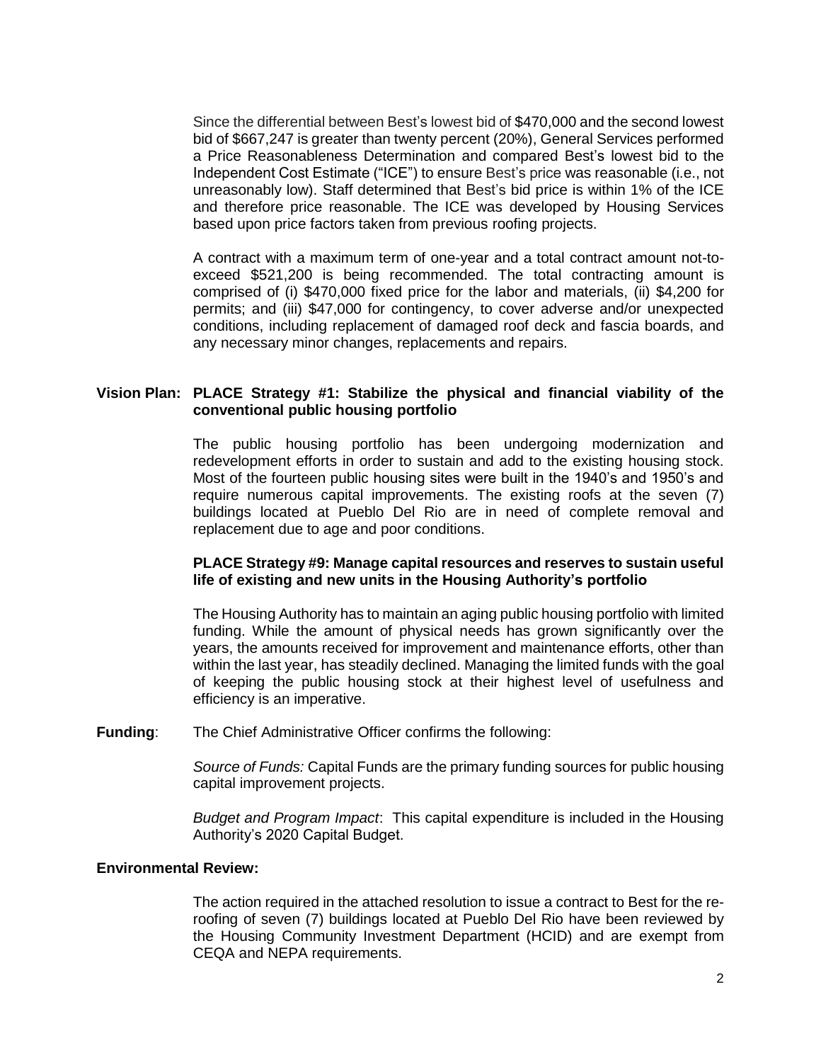Since the differential between Best's lowest bid of $470,000 and the second lowest bid of $667,247 is greater than twenty percent (20%), General Services performed a Price Reasonableness Determination and compared Best's lowest bid to the Independent Cost Estimate ("ICE") to ensure Best's price was reasonable (i.e., not unreasonably low). Staff determined that Best's bid price is within 1% of the ICE and therefore price reasonable. The ICE was developed by Housing Services based upon price factors taken from previous roofing projects.

A contract with a maximum term of one-year and a total contract amount not-to-exceed $521,200 is being recommended. The total contracting amount is comprised of (i) $470,000 fixed price for the labor and materials, (ii) $4,200 for permits; and (iii) $47,000 for contingency, to cover adverse and/or unexpected conditions, including replacement of damaged roof deck and fascia boards, and any necessary minor changes, replacements and repairs.

**Vision Plan: PLACE Strategy #1: Stabilize the physical and financial viability of the conventional public housing portfolio**

The public housing portfolio has been undergoing modernization and redevelopment efforts in order to sustain and add to the existing housing stock. Most of the fourteen public housing sites were built in the 1940's and 1950's and require numerous capital improvements. The existing roofs at the seven (7) buildings located at Pueblo Del Rio are in need of complete removal and replacement due to age and poor conditions.

**PLACE Strategy #9: Manage capital resources and reserves to sustain useful life of existing and new units in the Housing Authority's portfolio**

The Housing Authority has to maintain an aging public housing portfolio with limited funding. While the amount of physical needs has grown significantly over the years, the amounts received for improvement and maintenance efforts, other than within the last year, has steadily declined. Managing the limited funds with the goal of keeping the public housing stock at their highest level of usefulness and efficiency is an imperative.

**Funding**: The Chief Administrative Officer confirms the following:

*Source of Funds:* Capital Funds are the primary funding sources for public housing capital improvement projects.

*Budget and Program Impact*: This capital expenditure is included in the Housing Authority's 2020 Capital Budget.

**Environmental Review:**

The action required in the attached resolution to issue a contract to Best for the re-roofing of seven (7) buildings located at Pueblo Del Rio have been reviewed by the Housing Community Investment Department (HCID) and are exempt from CEQA and NEPA requirements.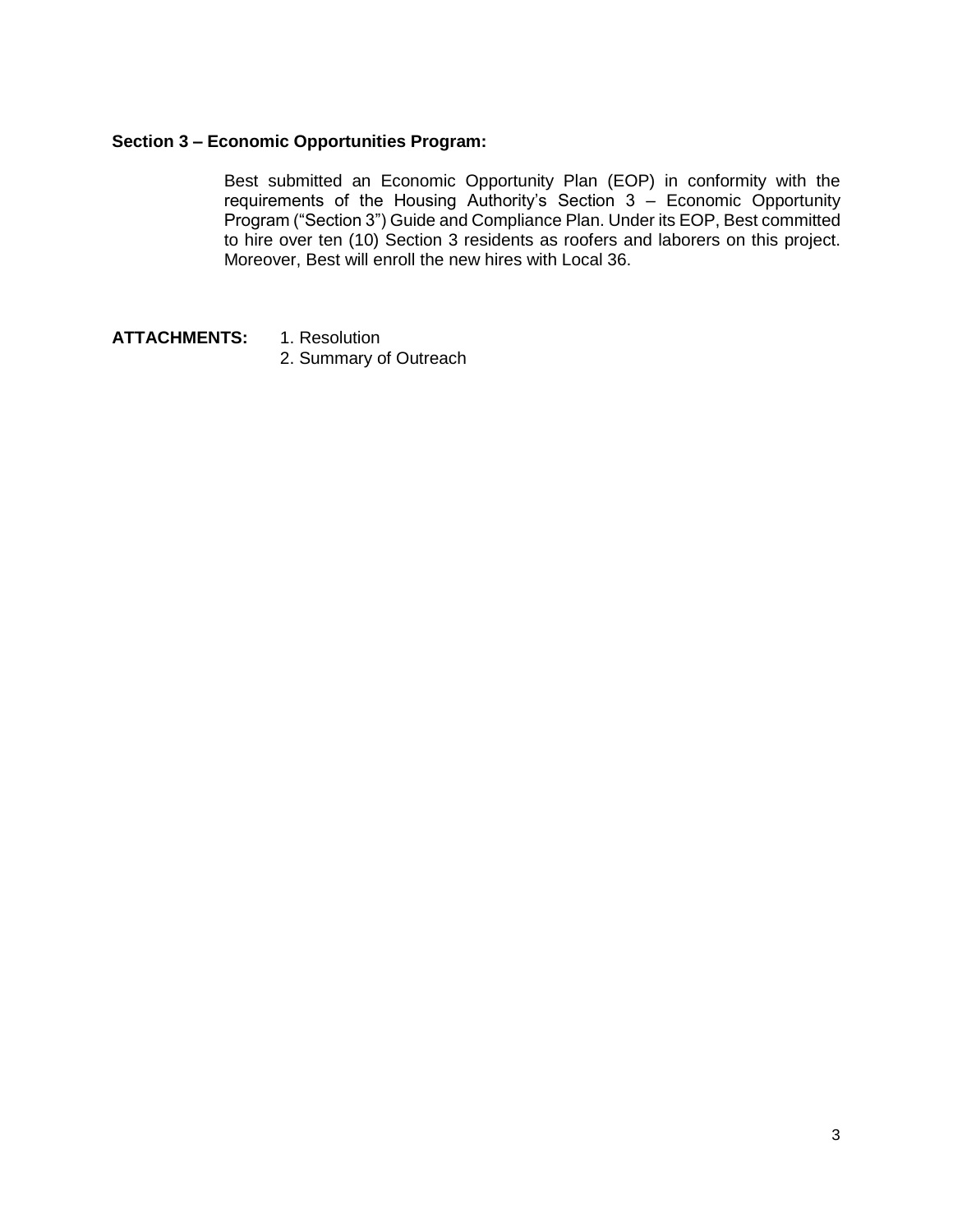**Section 3 – Economic Opportunities Program:**

Best submitted an Economic Opportunity Plan (EOP) in conformity with the requirements of the Housing Authority's Section 3 – Economic Opportunity Program ("Section 3") Guide and Compliance Plan. Under its EOP, Best committed to hire over ten (10) Section 3 residents as roofers and laborers on this project. Moreover, Best will enroll the new hires with Local 36.

**ATTACHMENTS:**

1. Resolution
2. Summary of Outreach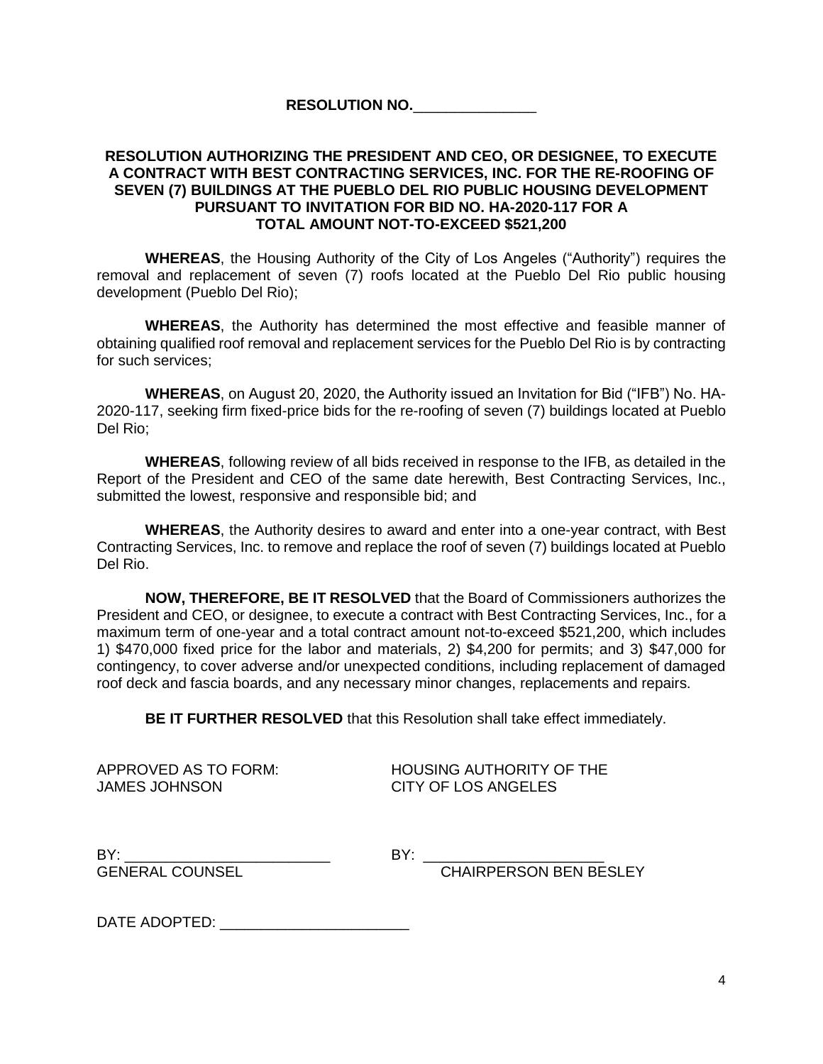**RESOLUTION NO.\_\_\_\_\_\_\_\_\_\_\_\_\_\_\_**

**RESOLUTION AUTHORIZING THE PRESIDENT AND CEO, OR DESIGNEE, TO EXECUTE A CONTRACT WITH BEST CONTRACTING SERVICES, INC. FOR THE RE-ROOFING OF SEVEN (7) BUILDINGS AT THE PUEBLO DEL RIO PUBLIC HOUSING DEVELOPMENT PURSUANT TO INVITATION FOR BID NO. HA-2020-117 FOR A TOTAL AMOUNT NOT-TO-EXCEED $521,200**

**WHEREAS**, the Housing Authority of the City of Los Angeles ("Authority") requires the removal and replacement of seven (7) roofs located at the Pueblo Del Rio public housing development (Pueblo Del Rio);

**WHEREAS**, the Authority has determined the most effective and feasible manner of obtaining qualified roof removal and replacement services for the Pueblo Del Rio is by contracting for such services;

**WHEREAS**, on August 20, 2020, the Authority issued an Invitation for Bid ("IFB") No. HA-2020-117, seeking firm fixed-price bids for the re-roofing of seven (7) buildings located at Pueblo Del Rio;

**WHEREAS**, following review of all bids received in response to the IFB, as detailed in the Report of the President and CEO of the same date herewith, Best Contracting Services, Inc., submitted the lowest, responsive and responsible bid; and

**WHEREAS**, the Authority desires to award and enter into a one-year contract, with Best Contracting Services, Inc. to remove and replace the roof of seven (7) buildings located at Pueblo Del Rio.

**NOW, THEREFORE, BE IT RESOLVED** that the Board of Commissioners authorizes the President and CEO, or designee, to execute a contract with Best Contracting Services, Inc., for a maximum term of one-year and a total contract amount not-to-exceed $521,200, which includes 1) $470,000 fixed price for the labor and materials, 2) $4,200 for permits; and 3) $47,000 for contingency, to cover adverse and/or unexpected conditions, including replacement of damaged roof deck and fascia boards, and any necessary minor changes, replacements and repairs.

**BE IT FURTHER RESOLVED** that this Resolution shall take effect immediately.

APPROVED AS TO FORM:
JAMES JOHNSON

HOUSING AUTHORITY OF THE
CITY OF LOS ANGELES

BY: \_\_\_\_\_\_\_\_\_\_\_\_\_\_\_\_\_\_\_\_\_\_\_\_\_
GENERAL COUNSEL

BY: \_\_\_\_\_\_\_\_\_\_\_\_\_\_\_\_\_\_\_\_\_\_\_\_\_
CHAIRPERSON BEN BESLEY

DATE ADOPTED: \_\_\_\_\_\_\_\_\_\_\_\_\_\_\_\_\_\_\_\_\_\_\_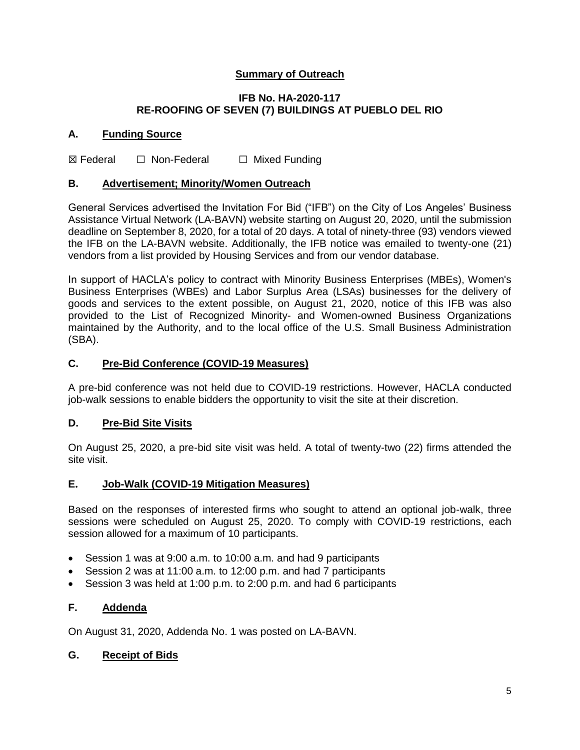## Summary of Outreach

### IFB No. HA-2020-117
### RE-ROOFING OF SEVEN (7) BUILDINGS AT PUEBLO DEL RIO

### A. Funding Source

☒ Federal ☐ Non-Federal ☐ Mixed Funding

### B. Advertisement; Minority/Women Outreach

General Services advertised the Invitation For Bid ("IFB") on the City of Los Angeles' Business Assistance Virtual Network (LA-BAVN) website starting on August 20, 2020, until the submission deadline on September 8, 2020, for a total of 20 days. A total of ninety-three (93) vendors viewed the IFB on the LA-BAVN website. Additionally, the IFB notice was emailed to twenty-one (21) vendors from a list provided by Housing Services and from our vendor database.

In support of HACLA's policy to contract with Minority Business Enterprises (MBEs), Women's Business Enterprises (WBEs) and Labor Surplus Area (LSAs) businesses for the delivery of goods and services to the extent possible, on August 21, 2020, notice of this IFB was also provided to the List of Recognized Minority- and Women-owned Business Organizations maintained by the Authority, and to the local office of the U.S. Small Business Administration (SBA).

### C. Pre-Bid Conference (COVID-19 Measures)

A pre-bid conference was not held due to COVID-19 restrictions. However, HACLA conducted job-walk sessions to enable bidders the opportunity to visit the site at their discretion.

### D. Pre-Bid Site Visits

On August 25, 2020, a pre-bid site visit was held. A total of twenty-two (22) firms attended the site visit.

### E. Job-Walk (COVID-19 Mitigation Measures)

Based on the responses of interested firms who sought to attend an optional job-walk, three sessions were scheduled on August 25, 2020. To comply with COVID-19 restrictions, each session allowed for a maximum of 10 participants.

- Session 1 was at 9:00 a.m. to 10:00 a.m. and had 9 participants
- Session 2 was at 11:00 a.m. to 12:00 p.m. and had 7 participants
- Session 3 was held at 1:00 p.m. to 2:00 p.m. and had 6 participants

### F. Addenda

On August 31, 2020, Addenda No. 1 was posted on LA-BAVN.

### G. Receipt of Bids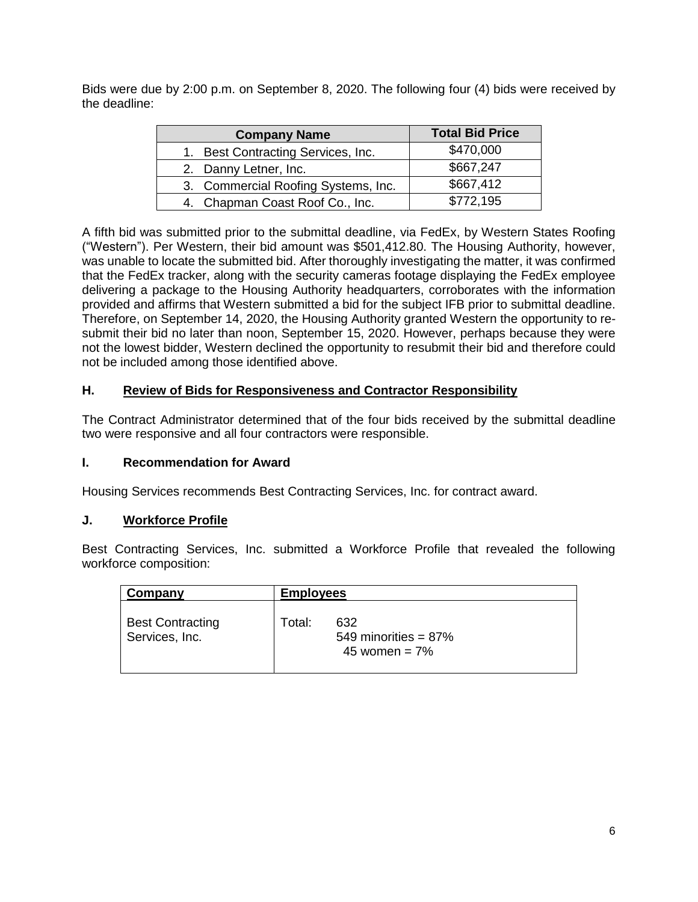Bids were due by 2:00 p.m. on September 8, 2020. The following four (4) bids were received by the deadline:

| Company Name | Total Bid Price |
|---|---|
| 1. Best Contracting Services, Inc. | $470,000 |
| 2. Danny Letner, Inc. | $667,247 |
| 3. Commercial Roofing Systems, Inc. | $667,412 |
| 4. Chapman Coast Roof Co., Inc. | $772,195 |

A fifth bid was submitted prior to the submittal deadline, via FedEx, by Western States Roofing ("Western"). Per Western, their bid amount was $501,412.80. The Housing Authority, however, was unable to locate the submitted bid. After thoroughly investigating the matter, it was confirmed that the FedEx tracker, along with the security cameras footage displaying the FedEx employee delivering a package to the Housing Authority headquarters, corroborates with the information provided and affirms that Western submitted a bid for the subject IFB prior to submittal deadline. Therefore, on September 14, 2020, the Housing Authority granted Western the opportunity to re-submit their bid no later than noon, September 15, 2020. However, perhaps because they were not the lowest bidder, Western declined the opportunity to resubmit their bid and therefore could not be included among those identified above.

## H. Review of Bids for Responsiveness and Contractor Responsibility

The Contract Administrator determined that of the four bids received by the submittal deadline two were responsive and all four contractors were responsible.

## I. Recommendation for Award

Housing Services recommends Best Contracting Services, Inc. for contract award.

## J. Workforce Profile

Best Contracting Services, Inc. submitted a Workforce Profile that revealed the following workforce composition:

| Company | Employees |
|---|---|
| Best Contracting Services, Inc. | Total: 632<br>549 minorities = 87%<br>45 women = 7% |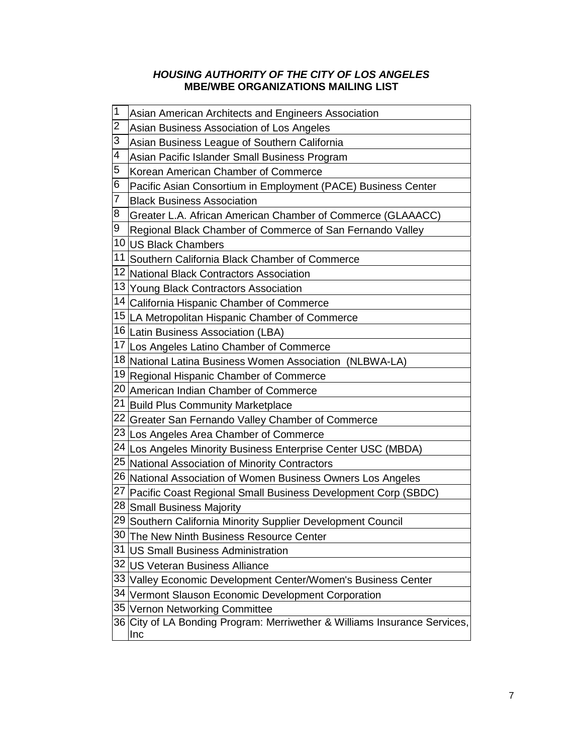***HOUSING AUTHORITY OF THE CITY OF LOS ANGELES***
**MBE/WBE ORGANIZATIONS MAILING LIST**

| | |
|---|---|
| 1 | Asian American Architects and Engineers Association |
| 2 | Asian Business Association of Los Angeles |
| 3 | Asian Business League of Southern California |
| 4 | Asian Pacific Islander Small Business Program |
| 5 | Korean American Chamber of Commerce |
| 6 | Pacific Asian Consortium in Employment (PACE) Business Center |
| 7 | Black Business Association |
| 8 | Greater L.A. African American Chamber of Commerce (GLAAACC) |
| 9 | Regional Black Chamber of Commerce of San Fernando Valley |
| 10 | US Black Chambers |
| 11 | Southern California Black Chamber of Commerce |
| 12 | National Black Contractors Association |
| 13 | Young Black Contractors Association |
| 14 | California Hispanic Chamber of Commerce |
| 15 | LA Metropolitan Hispanic Chamber of Commerce |
| 16 | Latin Business Association (LBA) |
| 17 | Los Angeles Latino Chamber of Commerce |
| 18 | National Latina Business Women Association (NLBWA-LA) |
| 19 | Regional Hispanic Chamber of Commerce |
| 20 | American Indian Chamber of Commerce |
| 21 | Build Plus Community Marketplace |
| 22 | Greater San Fernando Valley Chamber of Commerce |
| 23 | Los Angeles Area Chamber of Commerce |
| 24 | Los Angeles Minority Business Enterprise Center USC (MBDA) |
| 25 | National Association of Minority Contractors |
| 26 | National Association of Women Business Owners Los Angeles |
| 27 | Pacific Coast Regional Small Business Development Corp (SBDC) |
| 28 | Small Business Majority |
| 29 | Southern California Minority Supplier Development Council |
| 30 | The New Ninth Business Resource Center |
| 31 | US Small Business Administration |
| 32 | US Veteran Business Alliance |
| 33 | Valley Economic Development Center/Women's Business Center |
| 34 | Vermont Slauson Economic Development Corporation |
| 35 | Vernon Networking Committee |
| 36 | City of LA Bonding Program: Merriwether & Williams Insurance Services, Inc |